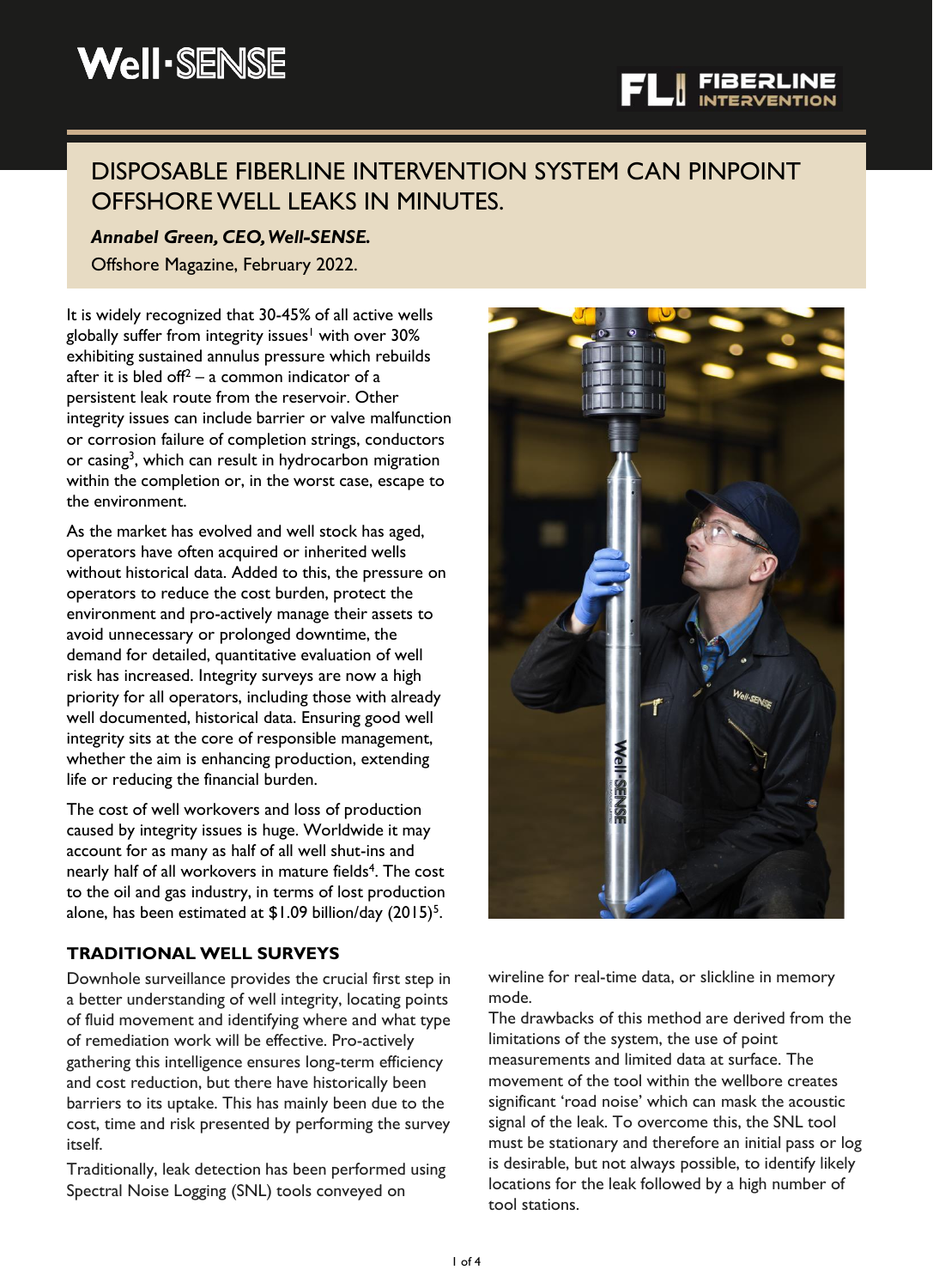Well-SENSE

FIBERLINE INTERVENTION

# DISPOSABLE FIBERLINE INTERVENTION SYSTEM CAN PINPOINT OFFSHORE WELL LEAKS IN MINUTES.

***Annabel Green, CEO, Well-SENSE.***

Offshore Magazine, February 2022.

It is widely recognized that 30-45% of all active wells globally suffer from integrity issues[1] with over 30% exhibiting sustained annulus pressure which rebuilds after it is bled off[2] – a common indicator of a persistent leak route from the reservoir. Other integrity issues can include barrier or valve malfunction or corrosion failure of completion strings, conductors or casing[3], which can result in hydrocarbon migration within the completion or, in the worst case, escape to the environment.

As the market has evolved and well stock has aged, operators have often acquired or inherited wells without historical data. Added to this, the pressure on operators to reduce the cost burden, protect the environment and pro-actively manage their assets to avoid unnecessary or prolonged downtime, the demand for detailed, quantitative evaluation of well risk has increased. Integrity surveys are now a high priority for all operators, including those with already well documented, historical data. Ensuring good well integrity sits at the core of responsible management, whether the aim is enhancing production, extending life or reducing the financial burden.

The cost of well workovers and loss of production caused by integrity issues is huge. Worldwide it may account for as many as half of all well shut-ins and nearly half of all workovers in mature fields[4]. The cost to the oil and gas industry, in terms of lost production alone, has been estimated at $1.09 billion/day (2015)[5].

## TRADITIONAL WELL SURVEYS

Downhole surveillance provides the crucial first step in a better understanding of well integrity, locating points of fluid movement and identifying where and what type of remediation work will be effective. Pro-actively gathering this intelligence ensures long-term efficiency and cost reduction, but there have historically been barriers to its uptake. This has mainly been due to the cost, time and risk presented by performing the survey itself.

Traditionally, leak detection has been performed using Spectral Noise Logging (SNL) tools conveyed on wireline for real-time data, or slickline in memory mode.

The drawbacks of this method are derived from the limitations of the system, the use of point measurements and limited data at surface. The movement of the tool within the wellbore creates significant 'road noise' which can mask the acoustic signal of the leak. To overcome this, the SNL tool must be stationary and therefore an initial pass or log is desirable, but not always possible, to identify likely locations for the leak followed by a high number of tool stations.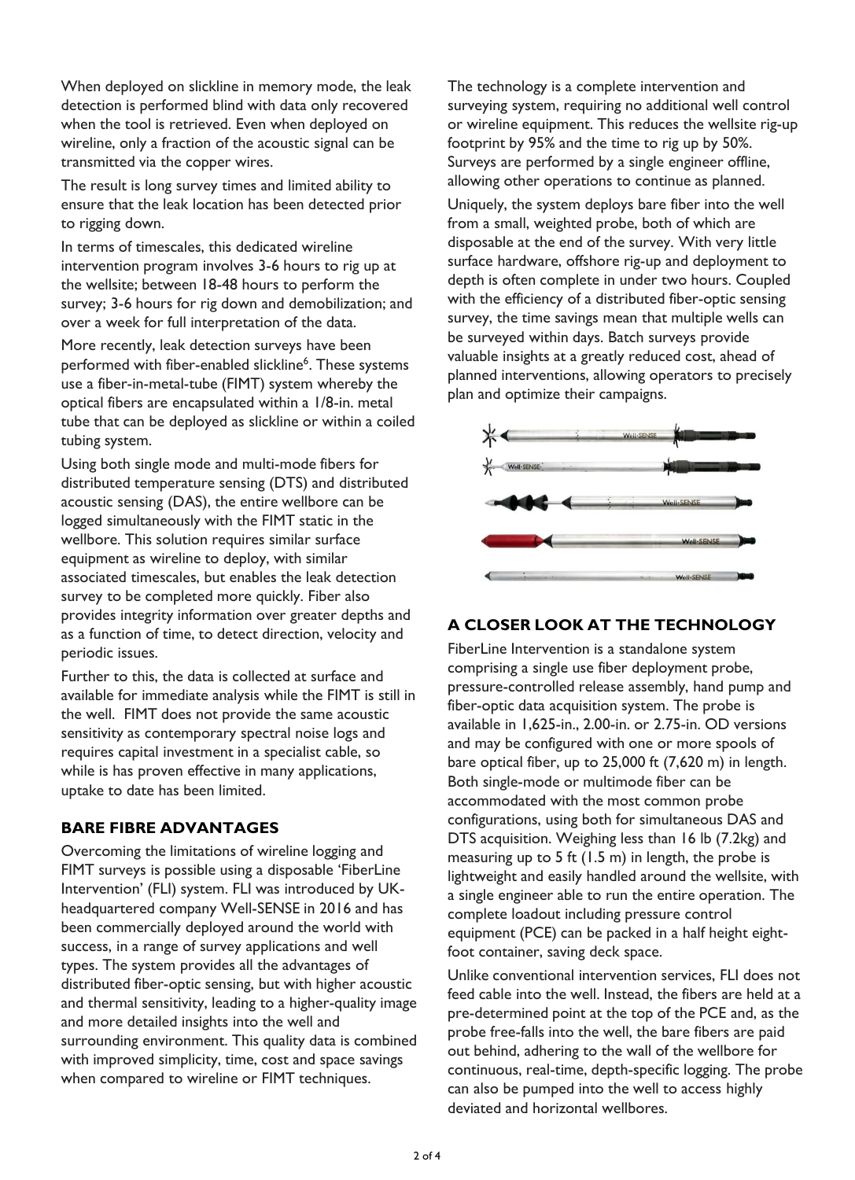When deployed on slickline in memory mode, the leak detection is performed blind with data only recovered when the tool is retrieved. Even when deployed on wireline, only a fraction of the acoustic signal can be transmitted via the copper wires.

The result is long survey times and limited ability to ensure that the leak location has been detected prior to rigging down.

In terms of timescales, this dedicated wireline intervention program involves 3-6 hours to rig up at the wellsite; between 18-48 hours to perform the survey; 3-6 hours for rig down and demobilization; and over a week for full interpretation of the data.

More recently, leak detection surveys have been performed with fiber-enabled slickline[6]. These systems use a fiber-in-metal-tube (FIMT) system whereby the optical fibers are encapsulated within a 1/8-in. metal tube that can be deployed as slickline or within a coiled tubing system.

Using both single mode and multi-mode fibers for distributed temperature sensing (DTS) and distributed acoustic sensing (DAS), the entire wellbore can be logged simultaneously with the FIMT static in the wellbore. This solution requires similar surface equipment as wireline to deploy, with similar associated timescales, but enables the leak detection survey to be completed more quickly. Fiber also provides integrity information over greater depths and as a function of time, to detect direction, velocity and periodic issues.

Further to this, the data is collected at surface and available for immediate analysis while the FIMT is still in the well. FIMT does not provide the same acoustic sensitivity as contemporary spectral noise logs and requires capital investment in a specialist cable, so while is has proven effective in many applications, uptake to date has been limited.

## BARE FIBRE ADVANTAGES

Overcoming the limitations of wireline logging and FIMT surveys is possible using a disposable 'FiberLine Intervention' (FLI) system. FLI was introduced by UK-headquartered company Well-SENSE in 2016 and has been commercially deployed around the world with success, in a range of survey applications and well types. The system provides all the advantages of distributed fiber-optic sensing, but with higher acoustic and thermal sensitivity, leading to a higher-quality image and more detailed insights into the well and surrounding environment. This quality data is combined with improved simplicity, time, cost and space savings when compared to wireline or FIMT techniques.

The technology is a complete intervention and surveying system, requiring no additional well control or wireline equipment. This reduces the wellsite rig-up footprint by 95% and the time to rig up by 50%. Surveys are performed by a single engineer offline, allowing other operations to continue as planned.

Uniquely, the system deploys bare fiber into the well from a small, weighted probe, both of which are disposable at the end of the survey. With very little surface hardware, offshore rig-up and deployment to depth is often complete in under two hours. Coupled with the efficiency of a distributed fiber-optic sensing survey, the time savings mean that multiple wells can be surveyed within days. Batch surveys provide valuable insights at a greatly reduced cost, ahead of planned interventions, allowing operators to precisely plan and optimize their campaigns.

## A CLOSER LOOK AT THE TECHNOLOGY

FiberLine Intervention is a standalone system comprising a single use fiber deployment probe, pressure-controlled release assembly, hand pump and fiber-optic data acquisition system. The probe is available in 1,625-in., 2.00-in. or 2.75-in. OD versions and may be configured with one or more spools of bare optical fiber, up to 25,000 ft (7,620 m) in length. Both single-mode or multimode fiber can be accommodated with the most common probe configurations, using both for simultaneous DAS and DTS acquisition. Weighing less than 16 lb (7.2kg) and measuring up to 5 ft (1.5 m) in length, the probe is lightweight and easily handled around the wellsite, with a single engineer able to run the entire operation. The complete loadout including pressure control equipment (PCE) can be packed in a half height eight-foot container, saving deck space.

Unlike conventional intervention services, FLI does not feed cable into the well. Instead, the fibers are held at a pre-determined point at the top of the PCE and, as the probe free-falls into the well, the bare fibers are paid out behind, adhering to the wall of the wellbore for continuous, real-time, depth-specific logging. The probe can also be pumped into the well to access highly deviated and horizontal wellbores.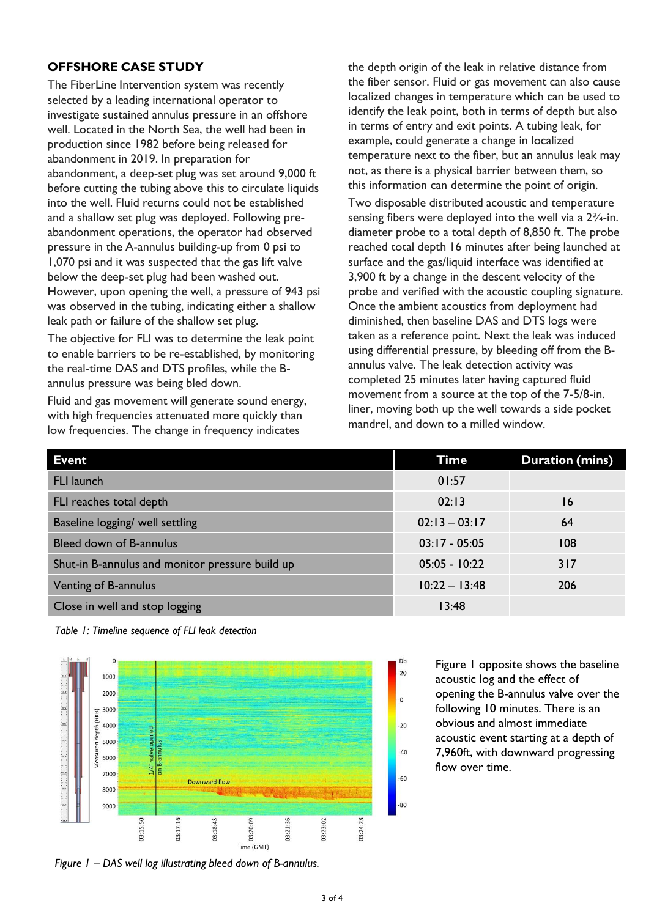## OFFSHORE CASE STUDY

The FiberLine Intervention system was recently selected by a leading international operator to investigate sustained annulus pressure in an offshore well. Located in the North Sea, the well had been in production since 1982 before being released for abandonment in 2019. In preparation for abandonment, a deep-set plug was set around 9,000 ft before cutting the tubing above this to circulate liquids into the well. Fluid returns could not be established and a shallow set plug was deployed. Following pre-abandonment operations, the operator had observed pressure in the A-annulus building-up from 0 psi to 1,070 psi and it was suspected that the gas lift valve below the deep-set plug had been washed out. However, upon opening the well, a pressure of 943 psi was observed in the tubing, indicating either a shallow leak path or failure of the shallow set plug.

The objective for FLI was to determine the leak point to enable barriers to be re-established, by monitoring the real-time DAS and DTS profiles, while the B-annulus pressure was being bled down.

Fluid and gas movement will generate sound energy, with high frequencies attenuated more quickly than low frequencies. The change in frequency indicates the depth origin of the leak in relative distance from the fiber sensor. Fluid or gas movement can also cause localized changes in temperature which can be used to identify the leak point, both in terms of depth but also in terms of entry and exit points. A tubing leak, for example, could generate a change in localized temperature next to the fiber, but an annulus leak may not, as there is a physical barrier between them, so this information can determine the point of origin.

Two disposable distributed acoustic and temperature sensing fibers were deployed into the well via a 2¾-in. diameter probe to a total depth of 8,850 ft. The probe reached total depth 16 minutes after being launched at surface and the gas/liquid interface was identified at 3,900 ft by a change in the descent velocity of the probe and verified with the acoustic coupling signature. Once the ambient acoustics from deployment had diminished, then baseline DAS and DTS logs were taken as a reference point. Next the leak was induced using differential pressure, by bleeding off from the B-annulus valve. The leak detection activity was completed 25 minutes later having captured fluid movement from a source at the top of the 7-5/8-in. liner, moving both up the well towards a side pocket mandrel, and down to a milled window.

| Event | Time | Duration (mins) |
|---|---|---|
| FLI launch | 01:57 | |
| FLI reaches total depth | 02:13 | 16 |
| Baseline logging/ well settling | 02:13 – 03:17 | 64 |
| Bleed down of B-annulus | 03:17 - 05:05 | 108 |
| Shut-in B-annulus and monitor pressure build up | 05:05 - 10:22 | 317 |
| Venting of B-annulus | 10:22 – 13:48 | 206 |
| Close in well and stop logging | 13:48 | |

*Table 1: Timeline sequence of FLI leak detection*

Figure 1 opposite shows the baseline acoustic log and the effect of opening the B-annulus valve over the following 10 minutes. There is an obvious and almost immediate acoustic event starting at a depth of 7,960ft, with downward progressing flow over time.

*Figure 1 – DAS well log illustrating bleed down of B-annulus.*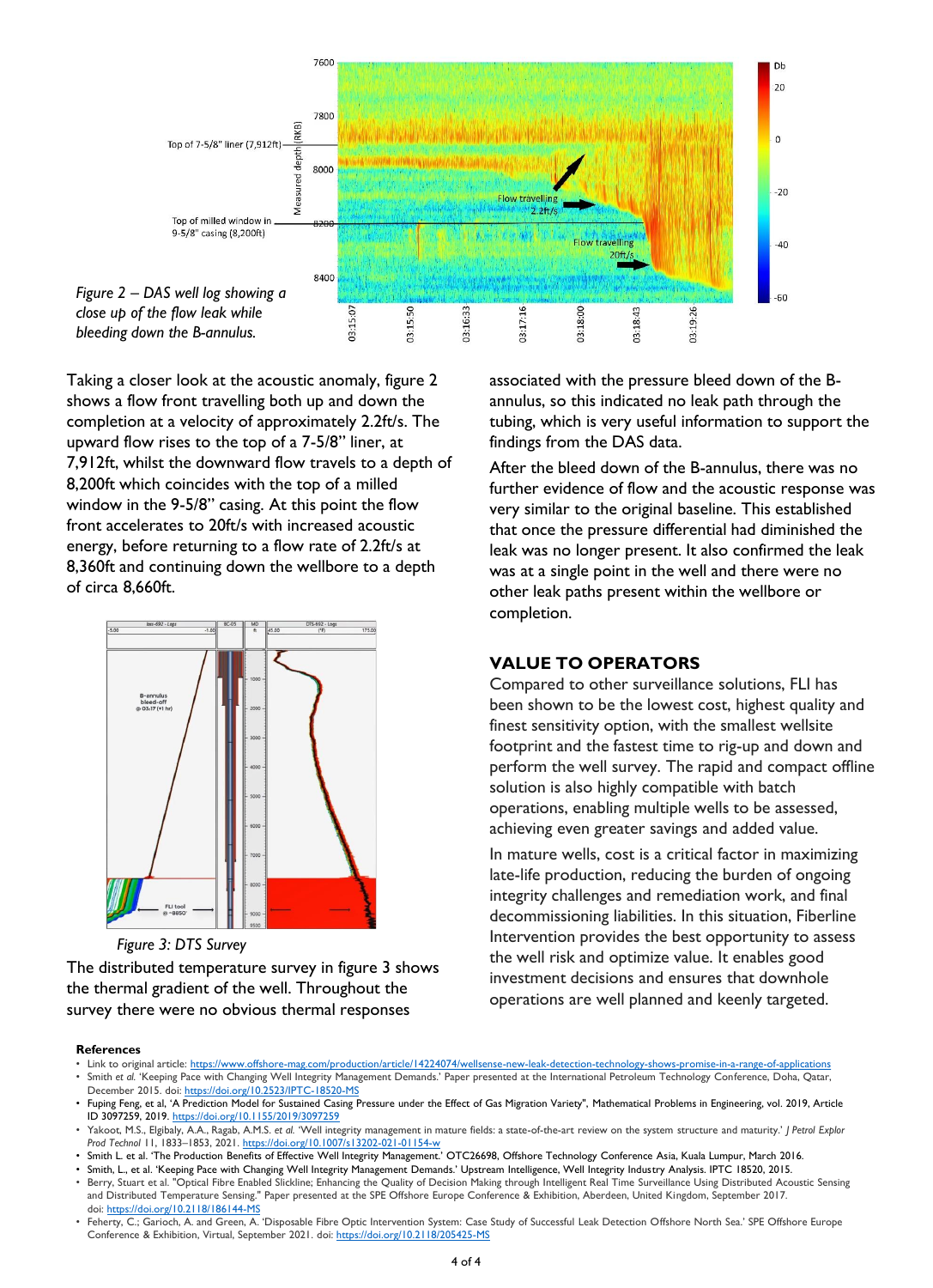7600
7800
8000
8200
8400
Measured depth (RKB)
Top of 7-5/8" liner (7,912ft)
Top of milled window in 9-5/8" casing (8,200ft)
Flow travelling 2.2ft/s
Flow travelling 20ft/s
Db
20
0
-20
-40
-60
03:15:07
03:15:50
03:16:33
03:17:16
03:18:00
03:18:43
03:19:26

*Figure 2 – DAS well log showing a close up of the flow leak while bleeding down the B-annulus.*

Taking a closer look at the acoustic anomaly, figure 2 shows a flow front travelling both up and down the completion at a velocity of approximately 2.2ft/s. The upward flow rises to the top of a 7-5/8" liner, at 7,912ft, whilst the downward flow travels to a depth of 8,200ft which coincides with the top of a milled window in the 9-5/8" casing. At this point the flow front accelerates to 20ft/s with increased acoustic energy, before returning to a flow rate of 2.2ft/s at 8,360ft and continuing down the wellbore to a depth of circa 8,660ft.

B-annulus bleed-off @ 03:17 (+1 hr)
FLI tool @ ~8850'

*Figure 3: DTS Survey*

The distributed temperature survey in figure 3 shows the thermal gradient of the well. Throughout the survey there were no obvious thermal responses associated with the pressure bleed down of the B-annulus, so this indicated no leak path through the tubing, which is very useful information to support the findings from the DAS data.

After the bleed down of the B-annulus, there was no further evidence of flow and the acoustic response was very similar to the original baseline. This established that once the pressure differential had diminished the leak was no longer present. It also confirmed the leak was at a single point in the well and there were no other leak paths present within the wellbore or completion.

## VALUE TO OPERATORS

Compared to other surveillance solutions, FLI has been shown to be the lowest cost, highest quality and finest sensitivity option, with the smallest wellsite footprint and the fastest time to rig-up and down and perform the well survey. The rapid and compact offline solution is also highly compatible with batch operations, enabling multiple wells to be assessed, achieving even greater savings and added value.

In mature wells, cost is a critical factor in maximizing late-life production, reducing the burden of ongoing integrity challenges and remediation work, and final decommissioning liabilities. In this situation, Fiberline Intervention provides the best opportunity to assess the well risk and optimize value. It enables good investment decisions and ensures that downhole operations are well planned and keenly targeted.

**References**

- Link to original article: https://www.offshore-mag.com/production/article/14224074/wellsense-new-leak-detection-technology-shows-promise-in-a-range-of-applications
- Smith *et al.* 'Keeping Pace with Changing Well Integrity Management Demands.' Paper presented at the International Petroleum Technology Conference, Doha, Qatar, December 2015. doi: https://doi.org/10.2523/IPTC-18520-MS
- Fuping Feng, et al, 'A Prediction Model for Sustained Casing Pressure under the Effect of Gas Migration Variety", Mathematical Problems in Engineering, vol. 2019, Article ID 3097259, 2019. https://doi.org/10.1155/2019/3097259
- Yakoot, M.S., Elgibaly, A.A., Ragab, A.M.S. *et al.* 'Well integrity management in mature fields: a state-of-the-art review on the system structure and maturity.' *J Petrol Explor Prod Technol* 11, 1833–1853, 2021. https://doi.org/10.1007/s13202-021-01154-w
- Smith L. et al. 'The Production Benefits of Effective Well Integrity Management.' OTC26698, Offshore Technology Conference Asia, Kuala Lumpur, March 2016.
- Smith, L., et al. 'Keeping Pace with Changing Well Integrity Management Demands.' Upstream Intelligence, Well Integrity Industry Analysis. IPTC 18520, 2015.
- Berry, Stuart et al. "Optical Fibre Enabled Slickline; Enhancing the Quality of Decision Making through Intelligent Real Time Surveillance Using Distributed Acoustic Sensing and Distributed Temperature Sensing." Paper presented at the SPE Offshore Europe Conference & Exhibition, Aberdeen, United Kingdom, September 2017. doi: https://doi.org/10.2118/186144-MS
- Feherty, C.; Garioch, A. and Green, A. 'Disposable Fibre Optic Intervention System: Case Study of Successful Leak Detection Offshore North Sea.' SPE Offshore Europe Conference & Exhibition, Virtual, September 2021. doi: https://doi.org/10.2118/205425-MS